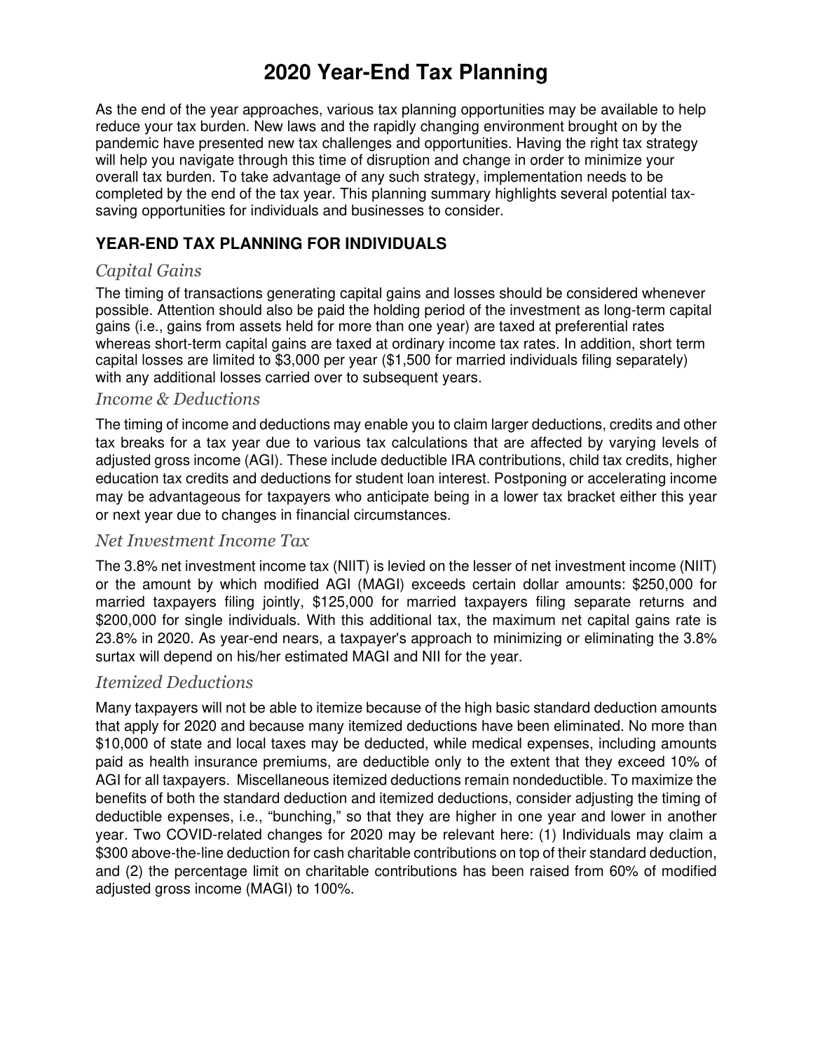# 2020 Year-End Tax Planning

As the end of the year approaches, various tax planning opportunities may be available to help reduce your tax burden. New laws and the rapidly changing environment brought on by the pandemic have presented new tax challenges and opportunities. Having the right tax strategy will help you navigate through this time of disruption and change in order to minimize your overall tax burden. To take advantage of any such strategy, implementation needs to be completed by the end of the tax year. This planning summary highlights several potential tax-saving opportunities for individuals and businesses to consider.

## YEAR-END TAX PLANNING FOR INDIVIDUALS

### *Capital Gains*

The timing of transactions generating capital gains and losses should be considered whenever possible. Attention should also be paid the holding period of the investment as long-term capital gains (i.e., gains from assets held for more than one year) are taxed at preferential rates whereas short-term capital gains are taxed at ordinary income tax rates. In addition, short term capital losses are limited to $3,000 per year ($1,500 for married individuals filing separately) with any additional losses carried over to subsequent years.

### *Income & Deductions*

The timing of income and deductions may enable you to claim larger deductions, credits and other tax breaks for a tax year due to various tax calculations that are affected by varying levels of adjusted gross income (AGI). These include deductible IRA contributions, child tax credits, higher education tax credits and deductions for student loan interest. Postponing or accelerating income may be advantageous for taxpayers who anticipate being in a lower tax bracket either this year or next year due to changes in financial circumstances.

### *Net Investment Income Tax*

The 3.8% net investment income tax (NIIT) is levied on the lesser of net investment income (NIIT) or the amount by which modified AGI (MAGI) exceeds certain dollar amounts: $250,000 for married taxpayers filing jointly, $125,000 for married taxpayers filing separate returns and $200,000 for single individuals. With this additional tax, the maximum net capital gains rate is 23.8% in 2020. As year-end nears, a taxpayer's approach to minimizing or eliminating the 3.8% surtax will depend on his/her estimated MAGI and NII for the year.

### *Itemized Deductions*

Many taxpayers will not be able to itemize because of the high basic standard deduction amounts that apply for 2020 and because many itemized deductions have been eliminated. No more than $10,000 of state and local taxes may be deducted, while medical expenses, including amounts paid as health insurance premiums, are deductible only to the extent that they exceed 10% of AGI for all taxpayers. Miscellaneous itemized deductions remain nondeductible. To maximize the benefits of both the standard deduction and itemized deductions, consider adjusting the timing of deductible expenses, i.e., "bunching," so that they are higher in one year and lower in another year. Two COVID-related changes for 2020 may be relevant here: (1) Individuals may claim a $300 above-the-line deduction for cash charitable contributions on top of their standard deduction, and (2) the percentage limit on charitable contributions has been raised from 60% of modified adjusted gross income (MAGI) to 100%.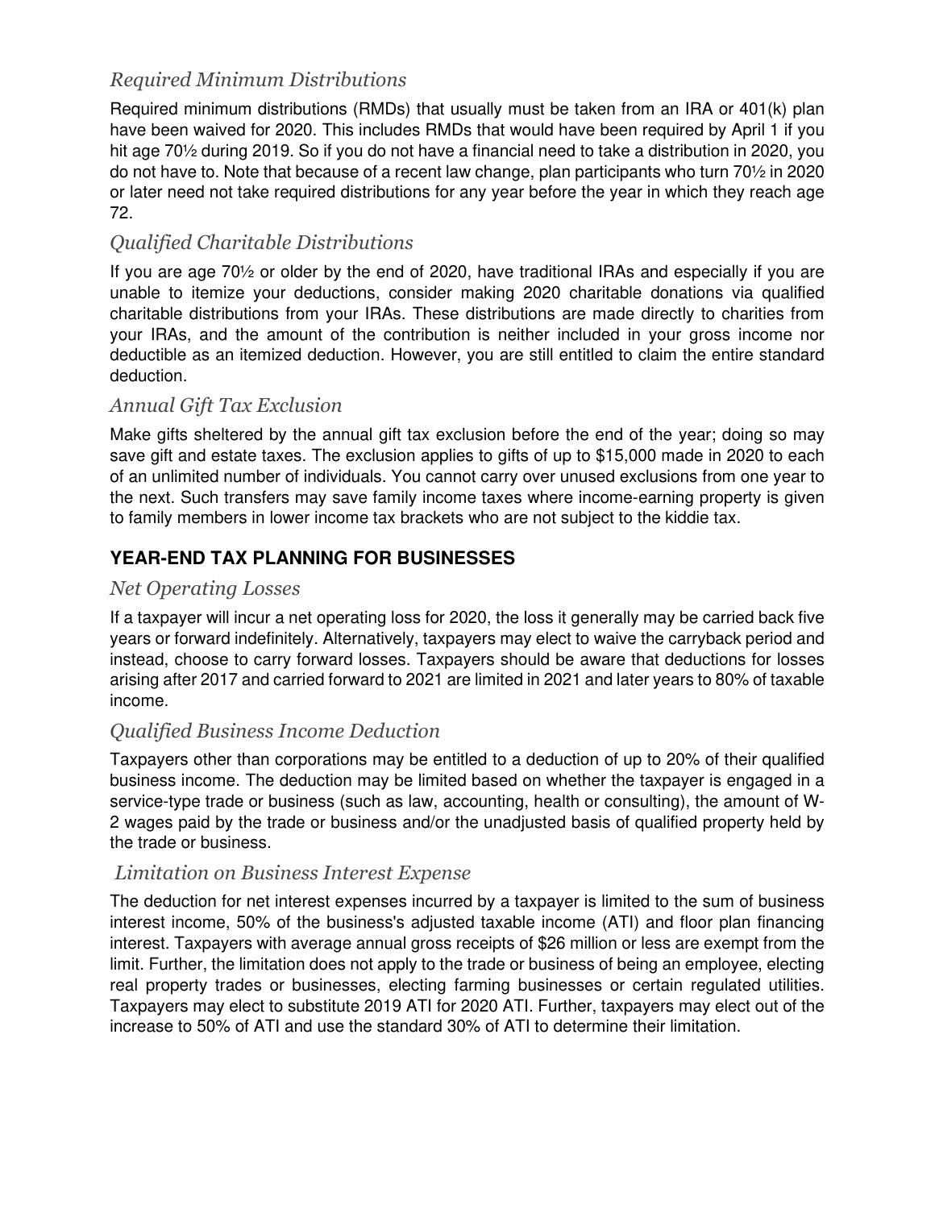### *Required Minimum Distributions*

Required minimum distributions (RMDs) that usually must be taken from an IRA or 401(k) plan have been waived for 2020. This includes RMDs that would have been required by April 1 if you hit age 70½ during 2019. So if you do not have a financial need to take a distribution in 2020, you do not have to. Note that because of a recent law change, plan participants who turn 70½ in 2020 or later need not take required distributions for any year before the year in which they reach age 72.

### *Qualified Charitable Distributions*

If you are age 70½ or older by the end of 2020, have traditional IRAs and especially if you are unable to itemize your deductions, consider making 2020 charitable donations via qualified charitable distributions from your IRAs. These distributions are made directly to charities from your IRAs, and the amount of the contribution is neither included in your gross income nor deductible as an itemized deduction. However, you are still entitled to claim the entire standard deduction.

### *Annual Gift Tax Exclusion*

Make gifts sheltered by the annual gift tax exclusion before the end of the year; doing so may save gift and estate taxes. The exclusion applies to gifts of up to $15,000 made in 2020 to each of an unlimited number of individuals. You cannot carry over unused exclusions from one year to the next. Such transfers may save family income taxes where income-earning property is given to family members in lower income tax brackets who are not subject to the kiddie tax.

## YEAR-END TAX PLANNING FOR BUSINESSES

### *Net Operating Losses*

If a taxpayer will incur a net operating loss for 2020, the loss it generally may be carried back five years or forward indefinitely. Alternatively, taxpayers may elect to waive the carryback period and instead, choose to carry forward losses. Taxpayers should be aware that deductions for losses arising after 2017 and carried forward to 2021 are limited in 2021 and later years to 80% of taxable income.

### *Qualified Business Income Deduction*

Taxpayers other than corporations may be entitled to a deduction of up to 20% of their qualified business income. The deduction may be limited based on whether the taxpayer is engaged in a service-type trade or business (such as law, accounting, health or consulting), the amount of W-2 wages paid by the trade or business and/or the unadjusted basis of qualified property held by the trade or business.

### *Limitation on Business Interest Expense*

The deduction for net interest expenses incurred by a taxpayer is limited to the sum of business interest income, 50% of the business's adjusted taxable income (ATI) and floor plan financing interest. Taxpayers with average annual gross receipts of $26 million or less are exempt from the limit. Further, the limitation does not apply to the trade or business of being an employee, electing real property trades or businesses, electing farming businesses or certain regulated utilities. Taxpayers may elect to substitute 2019 ATI for 2020 ATI. Further, taxpayers may elect out of the increase to 50% of ATI and use the standard 30% of ATI to determine their limitation.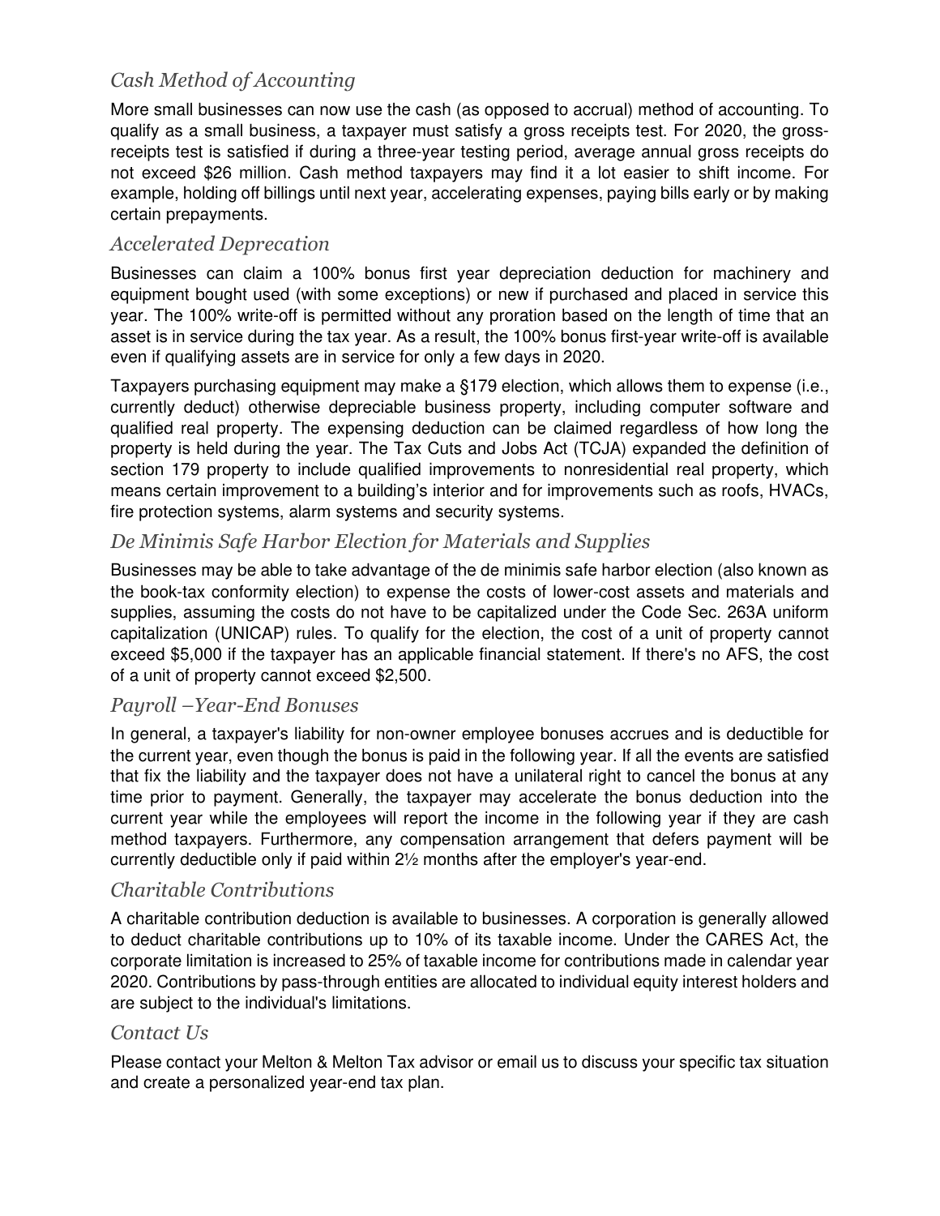## *Cash Method of Accounting*

More small businesses can now use the cash (as opposed to accrual) method of accounting. To qualify as a small business, a taxpayer must satisfy a gross receipts test. For 2020, the gross-receipts test is satisfied if during a three-year testing period, average annual gross receipts do not exceed $26 million. Cash method taxpayers may find it a lot easier to shift income. For example, holding off billings until next year, accelerating expenses, paying bills early or by making certain prepayments.

## *Accelerated Deprecation*

Businesses can claim a 100% bonus first year depreciation deduction for machinery and equipment bought used (with some exceptions) or new if purchased and placed in service this year. The 100% write-off is permitted without any proration based on the length of time that an asset is in service during the tax year. As a result, the 100% bonus first-year write-off is available even if qualifying assets are in service for only a few days in 2020.

Taxpayers purchasing equipment may make a §179 election, which allows them to expense (i.e., currently deduct) otherwise depreciable business property, including computer software and qualified real property. The expensing deduction can be claimed regardless of how long the property is held during the year. The Tax Cuts and Jobs Act (TCJA) expanded the definition of section 179 property to include qualified improvements to nonresidential real property, which means certain improvement to a building's interior and for improvements such as roofs, HVACs, fire protection systems, alarm systems and security systems.

## *De Minimis Safe Harbor Election for Materials and Supplies*

Businesses may be able to take advantage of the de minimis safe harbor election (also known as the book-tax conformity election) to expense the costs of lower-cost assets and materials and supplies, assuming the costs do not have to be capitalized under the Code Sec. 263A uniform capitalization (UNICAP) rules. To qualify for the election, the cost of a unit of property cannot exceed $5,000 if the taxpayer has an applicable financial statement. If there's no AFS, the cost of a unit of property cannot exceed $2,500.

## *Payroll –Year-End Bonuses*

In general, a taxpayer's liability for non-owner employee bonuses accrues and is deductible for the current year, even though the bonus is paid in the following year. If all the events are satisfied that fix the liability and the taxpayer does not have a unilateral right to cancel the bonus at any time prior to payment. Generally, the taxpayer may accelerate the bonus deduction into the current year while the employees will report the income in the following year if they are cash method taxpayers. Furthermore, any compensation arrangement that defers payment will be currently deductible only if paid within 2½ months after the employer's year-end.

## *Charitable Contributions*

A charitable contribution deduction is available to businesses. A corporation is generally allowed to deduct charitable contributions up to 10% of its taxable income. Under the CARES Act, the corporate limitation is increased to 25% of taxable income for contributions made in calendar year 2020. Contributions by pass-through entities are allocated to individual equity interest holders and are subject to the individual's limitations.

## *Contact Us*

Please contact your Melton & Melton Tax advisor or email us to discuss your specific tax situation and create a personalized year-end tax plan.